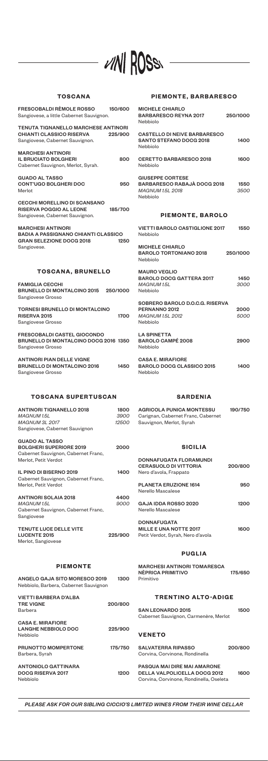# VINI ROSSI

## TOSCANA

**FRESCOBALDI RÈMOLE ROSSO** 150/600
Sangiovese, a little Cabernet Sauvignon.

**TENUTA TIGNANELLO MARCHESE ANTINORI CHIANTI CLASSICO RISERVA** 225/900
Sangiovese, Cabernet Sauvignon.

**MARCHESI ANTINORI IL BRUCIATO BOLGHERI** 800
Cabernet Sauvignon, Merlot, Syrah.

**GUADO AL TASSO CONT'UGO BOLGHERI DOC** 950
Merlot

**CECCHI MORELLINO DI SCANSANO RISERVA POGGIO AL LEONE** 185/700
Sangiovese, Cabernet Sauvignon.

**MARCHESI ANTINORI BADIA A PASSIGNANO CHIANTI CLASSICO GRAN SELEZIONE DOCG 2018** 1250
Sangiovese.

## TOSCANA, BRUNELLO

**FAMIGLIA CECCHI BRUNELLO DI MONTALCINO 2015** 250/1000
Sangiovese Grosso

**TORNESI BRUNELLO DI MONTALCINO RISERVA 2015** 1700
Sangiovese Grosso

**FRESCOBALDI CASTEL GIOCONDO BRUNELLO DI MONTALCINO DOCG 2016** 1350
Sangiovese Grosso

**ANTINORI PIAN DELLE VIGNE BRUNELLO DI MONTALCINO 2016** 1450
Sangiovese Grosso

## TOSCANA SUPERTUSCAN

**ANTINORI TIGNANELLO 2018** 1800
*MAGNUM 1.5L* 3900
*MAGNUM 3L 2017* 12500
Sangiovese, Cabernet Sauvignon

**GUADO AL TASSO BOLGHERI SUPERIORE 2019** 2000
Cabernet Sauvignon, Cabernet Franc, Merlot, Petit Verdot

**IL PINO DI BISERNO 2019** 1400
Cabernet Sauvignon, Cabernet Franc, Merlot, Petit Verdot

**ANTINORI SOLAIA 2018** 4400
*MAGNUM 1.5L* 9000
Cabernet Sauvignon, Cabernet Franc, Sangiovese

**TENUTE LUCE DELLE VITE LUCENTE 2015** 225/900
Merlot, Sangiovese

## PIEMONTE

**ANGELO GAJA SITO MORESCO 2019** 1300
Nebbiolo, Barbera, Cabernet Sauvignon

**VIETTI BARBERA D'ALBA TRE VIGNE** 200/800
Barbera

**CASA E. MIRAFIORE LANGHE NEBBIOLO DOC** 225/900
Nebbiolo

**PRUNOTTO MOMPERTONE** 175/750
Barbera, Syrah

**ANTONIOLO GATTINARA DOCG RISERVA 2017** 1200
Nebbiolo

## PIEMONTE, BARBARESCO

**MICHELE CHIARLO BARBARESCO REYNA 2017** 250/1000
Nebbiolo

**CASTELLO DI NEIVE BARBARESCO SANTO STEFANO DOCG 2018** 1400
Nebbiolo

**CERETTO BARBARESCO 2018** 1600
Nebbiolo

**GIUSEPPE CORTESE BARBARESCO RABAJÀ DOCG 2018** 1550
*MAGNUM 1.5L 2018* 3500
Nebbiolo

## PIEMONTE, BAROLO

**VIETTI BAROLO CASTIGLIONE 2017** 1550
Nebbiolo

**MICHELE CHIARLO BAROLO TORTONIANO 2018** 250/1000
Nebbiolo

**MAURO VEGLIO BAROLO DOCG GATTERA 2017** 1450
*MAGNUM 1.5L* 3000
Nebbiolo

**SOBRERO BAROLO D.O.C.G. RISERVA PERNANNO 2012** 2000
*MAGNUM 1.5L 2012* 5000
Nebbiolo

**LA SPINETTA BAROLO CAMPÉ 2008** 2900
Nebbiolo

**CASA E. MIRAFIORE BAROLO DOCG CLASSICO 2015** 1400
Nebbiolo

## SARDENIA

**AGRICOLA PUNICA MONTESSU** 190/750
Carignan, Cabernet Franc, Cabernet Sauvignon, Merlot, Syrah

## SICILIA

**DONNAFUGATA FLORAMUNDI CERASUOLO DI VITTORIA** 200/800
Nero d'avola, Frappato

**PLANETA ERUZIONE 1614** 950
Nerello Mascalese

**GAJA IDDA ROSSO 2020** 1200
Nerello Mascalese

**DONNAFUGATA MILLE E UNA NOTTE 2017** 1600
Petit Verdot, Syrah, Nero d'avola

## PUGLIA

**MARCHESI ANTINORI TOMARESCA NÈPRICA PRIMITIVO** 175/650
Primitivo

## TRENTINO ALTO-ADIGE

**SAN LEONARDO 2015** 1500
Cabernet Sauvignon, Carmenère, Merlot

## VENETO

**SALVATERRA RIPASSO** 200/800
Corvina, Corvinone, Rondinella

**PASQUA MAI DIRE MAI AMARONE DELLA VALPOLICELLA DOCG 2012** 1600
Corvina, Corvinone, Rondinella, Oseleta

*PLEASE ASK FOR OUR SIBLING CICCIO'S LIMITED WINES FROM THEIR WINE CELLAR*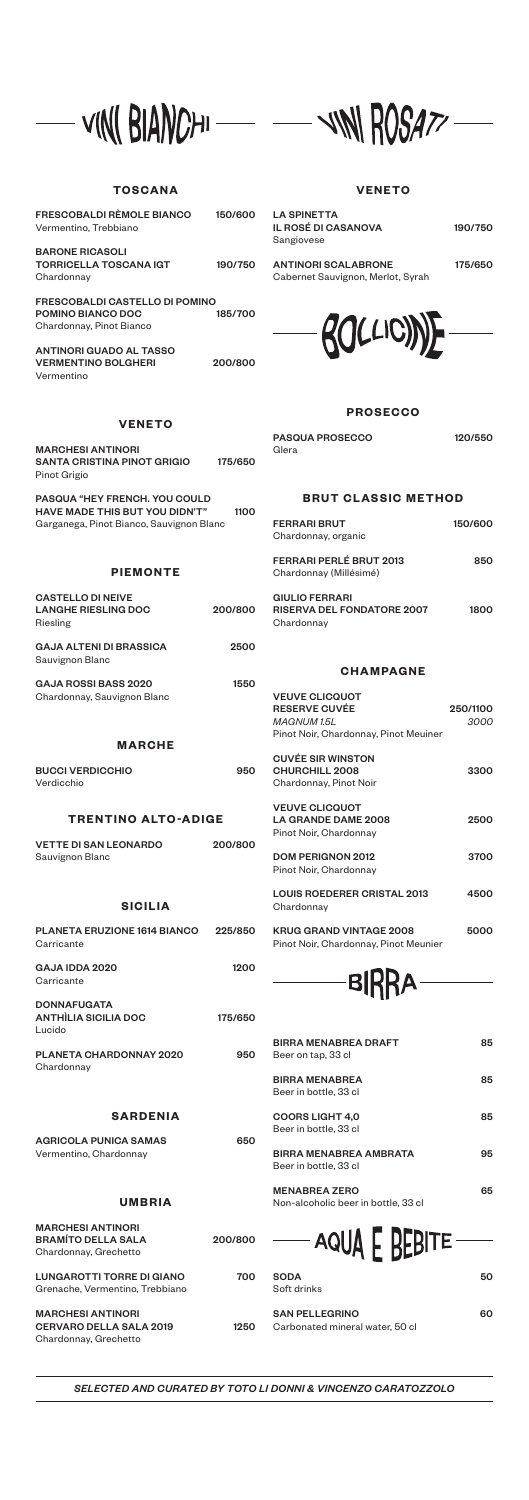# VINI BIANCHI

## TOSCANA

**FRESCOBALDI RÈMOLE BIANCO** — 150/600
Vermentino, Trebbiano

**BARONE RICASOLI TORRICELLA TOSCANA IGT** — 190/750
Chardonnay

**FRESCOBALDI CASTELLO DI POMINO POMINO BIANCO DOC** — 185/700
Chardonnay, Pinot Bianco

**ANTINORI GUADO AL TASSO VERMENTINO BOLGHERI** — 200/800
Vermentino

## VENETO

**MARCHESI ANTINORI SANTA CRISTINA PINOT GRIGIO** — 175/650
Pinot Grigio

**PASQUA "HEY FRENCH. YOU COULD HAVE MADE THIS BUT YOU DIDN'T"** — 1100
Garganega, Pinot Bianco, Sauvignon Blanc

## PIEMONTE

**CASTELLO DI NEIVE LANGHE RIESLING DOC** — 200/800
Riesling

**GAJA ALTENI DI BRASSICA** — 2500
Sauvignon Blanc

**GAJA ROSSI BASS 2020** — 1550
Chardonnay, Sauvignon Blanc

## MARCHE

**BUCCI VERDICCHIO** — 950
Verdicchio

## TRENTINO ALTO-ADIGE

**VETTE DI SAN LEONARDO** — 200/800
Sauvignon Blanc

## SICILIA

**PLANETA ERUZIONE 1614 BIANCO** — 225/850
Carricante

**GAJA IDDA 2020** — 1200
Carricante

**DONNAFUGATA ANTHÌLIA SICILIA DOC** — 175/650
Lucido

**PLANETA CHARDONNAY 2020** — 950
Chardonnay

## SARDENIA

**AGRICOLA PUNICA SAMAS** — 650
Vermentino, Chardonnay

## UMBRIA

**MARCHESI ANTINORI BRAMÌTO DELLA SALA** — 200/800
Chardonnay, Grechetto

**LUNGAROTTI TORRE DI GIANO** — 700
Grechetto, Vermentino, Trebbiano

**MARCHESI ANTINORI CERVARO DELLA SALA 2019** — 1250
Chardonnay, Grechetto

# VINI ROSATI

## VENETO

**LA SPINETTA IL ROSÉ DI CASANOVA** — 190/750
Sangiovese

**ANTINORI SCALABRONE** — 175/650
Cabernet Sauvignon, Merlot, Syrah

# BOLLICINE

## PROSECCO

**PASQUA PROSECCO** — 120/550
Glera

## BRUT CLASSIC METHOD

**FERRARI BRUT** — 150/600
Chardonnay, organic

**FERRARI PERLÉ BRUT 2013** — 850
Chardonnay (Millésimé)

**GIULIO FERRARI RISERVA DEL FONDATORE 2007** — 1800
Chardonnay

## CHAMPAGNE

**VEUVE CLICQUOT RESERVE CUVÉE** — 250/1100
*MAGNUM 1.5L* — *3000*
Pinot Noir, Chardonnay, Pinot Meuiner

**CUVÉE SIR WINSTON CHURCHILL 2008** — 3300
Chardonnay, Pinot Noir

**VEUVE CLICQUOT LA GRANDE DAME 2008** — 2500
Pinot Noir, Chardonnay

**DOM PERIGNON 2012** — 3700
Pinot Noir, Chardonnay

**LOUIS ROEDERER CRISTAL 2013** — 4500
Chardonnay

**KRUG GRAND VINTAGE 2008** — 5000
Pinot Noir, Chardonnay, Pinot Meunier

# BIRRA

**BIRRA MENABREA DRAFT** — 85
Beer on tap, 33 cl

**BIRRA MENABREA** — 85
Beer in bottle, 33 cl

**COORS LIGHT 4,0** — 85
Beer in bottle, 33 cl

**BIRRA MENABREA AMBRATA** — 95
Beer in bottle, 33 cl

**MENABREA ZERO** — 65
Non-alcoholic beer in bottle, 33 cl

# AQUA E BEBITE

**SODA** — 50
Soft drinks

**SAN PELLEGRINO** — 60
Carbonated mineral water, 50 cl

*SELECTED AND CURATED BY TOTO LI DONNI & VINCENZO CARATOZZOLO*